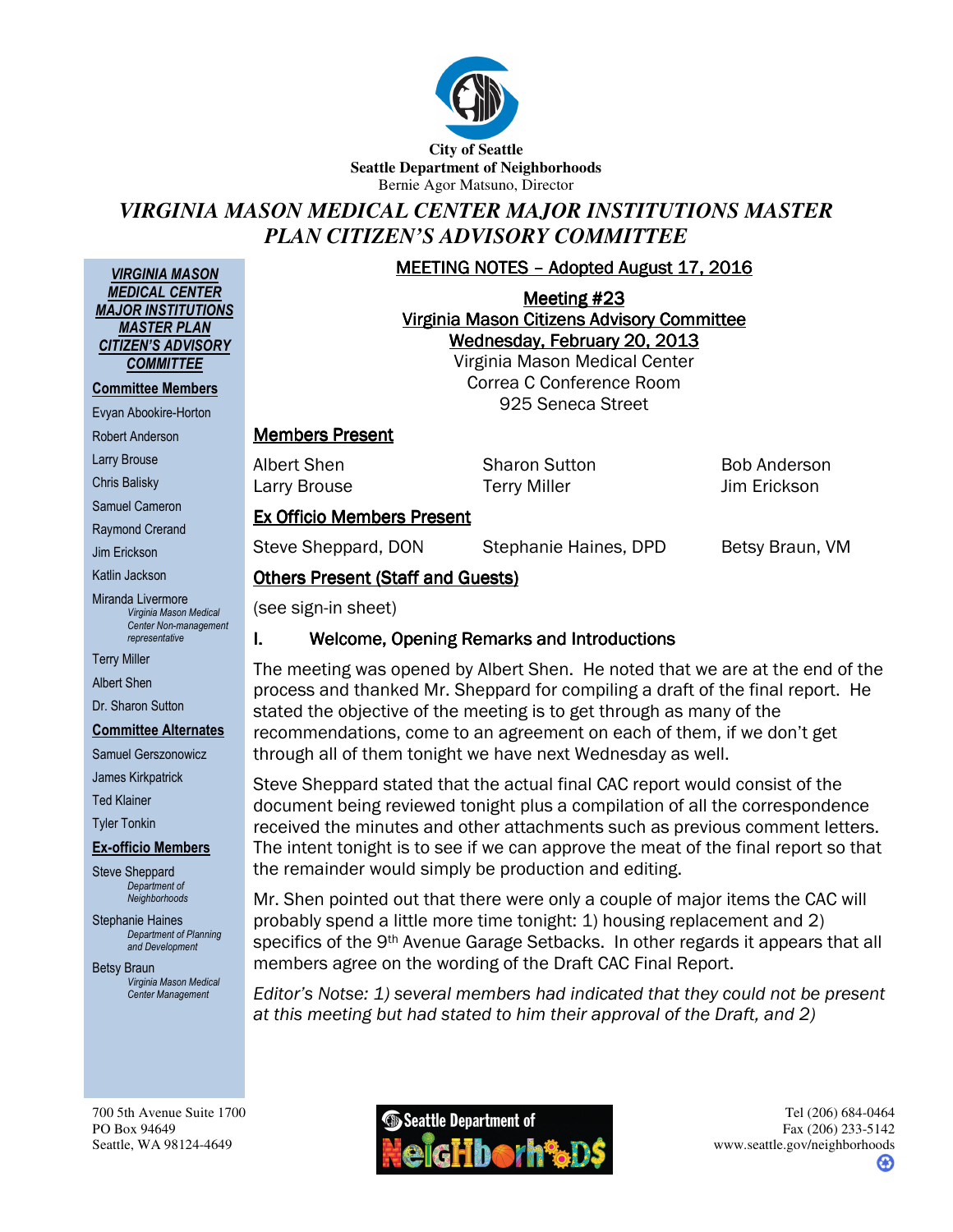City of Seattle
**Seattle Department of Neighborhoods**
Bernie Agor Matsuno, Director

# *VIRGINIA MASON MEDICAL CENTER MAJOR INSTITUTIONS MASTER PLAN CITIZEN'S ADVISORY COMMITTEE*

***VIRGINIA MASON MEDICAL CENTER MAJOR INSTITUTIONS MASTER PLAN CITIZEN'S ADVISORY COMMITTEE***

**Committee Members**

Evyan Abookire-Horton
Robert Anderson
Larry Brouse
Chris Balisky
Samuel Cameron
Raymond Crerand
Jim Erickson
Katlin Jackson
Miranda Livermore
*Virginia Mason Medical Center Non-management representative*
Terry Miller
Albert Shen
Dr. Sharon Sutton

**Committee Alternates**

Samuel Gerszonowicz
James Kirkpatrick
Ted Klainer
Tyler Tonkin

**Ex-officio Members**

Steve Sheppard
*Department of Neighborhoods*
Stephanie Haines
*Department of Planning and Development*
Betsy Braun
*Virginia Mason Medical Center Management*

**MEETING NOTES – Adopted August 17, 2016**

**Meeting #23**
**Virginia Mason Citizens Advisory Committee**
**Wednesday, February 20, 2013**
Virginia Mason Medical Center
Correa C Conference Room
925 Seneca Street

## Members Present

| | | |
|---|---|---|
| Albert Shen | Sharon Sutton | Bob Anderson |
| Larry Brouse | Terry Miller | Jim Erickson |

## Ex Officio Members Present

| | | |
|---|---|---|
| Steve Sheppard, DON | Stephanie Haines, DPD | Betsy Braun, VM |

## Others Present (Staff and Guests)

(see sign-in sheet)

## I. Welcome, Opening Remarks and Introductions

The meeting was opened by Albert Shen. He noted that we are at the end of the process and thanked Mr. Sheppard for compiling a draft of the final report. He stated the objective of the meeting is to get through as many of the recommendations, come to an agreement on each of them, if we don't get through all of them tonight we have next Wednesday as well.

Steve Sheppard stated that the actual final CAC report would consist of the document being reviewed tonight plus a compilation of all the correspondence received the minutes and other attachments such as previous comment letters. The intent tonight is to see if we can approve the meat of the final report so that the remainder would simply be production and editing.

Mr. Shen pointed out that there were only a couple of major items the CAC will probably spend a little more time tonight: 1) housing replacement and 2) specifics of the 9th Avenue Garage Setbacks. In other regards it appears that all members agree on the wording of the Draft CAC Final Report.

*Editor's Notse: 1) several members had indicated that they could not be present at this meeting but had stated to him their approval of the Draft, and 2)*

700 5th Avenue Suite 1700
PO Box 94649
Seattle, WA 98124-4649

Tel (206) 684-0464
Fax (206) 233-5142
www.seattle.gov/neighborhoods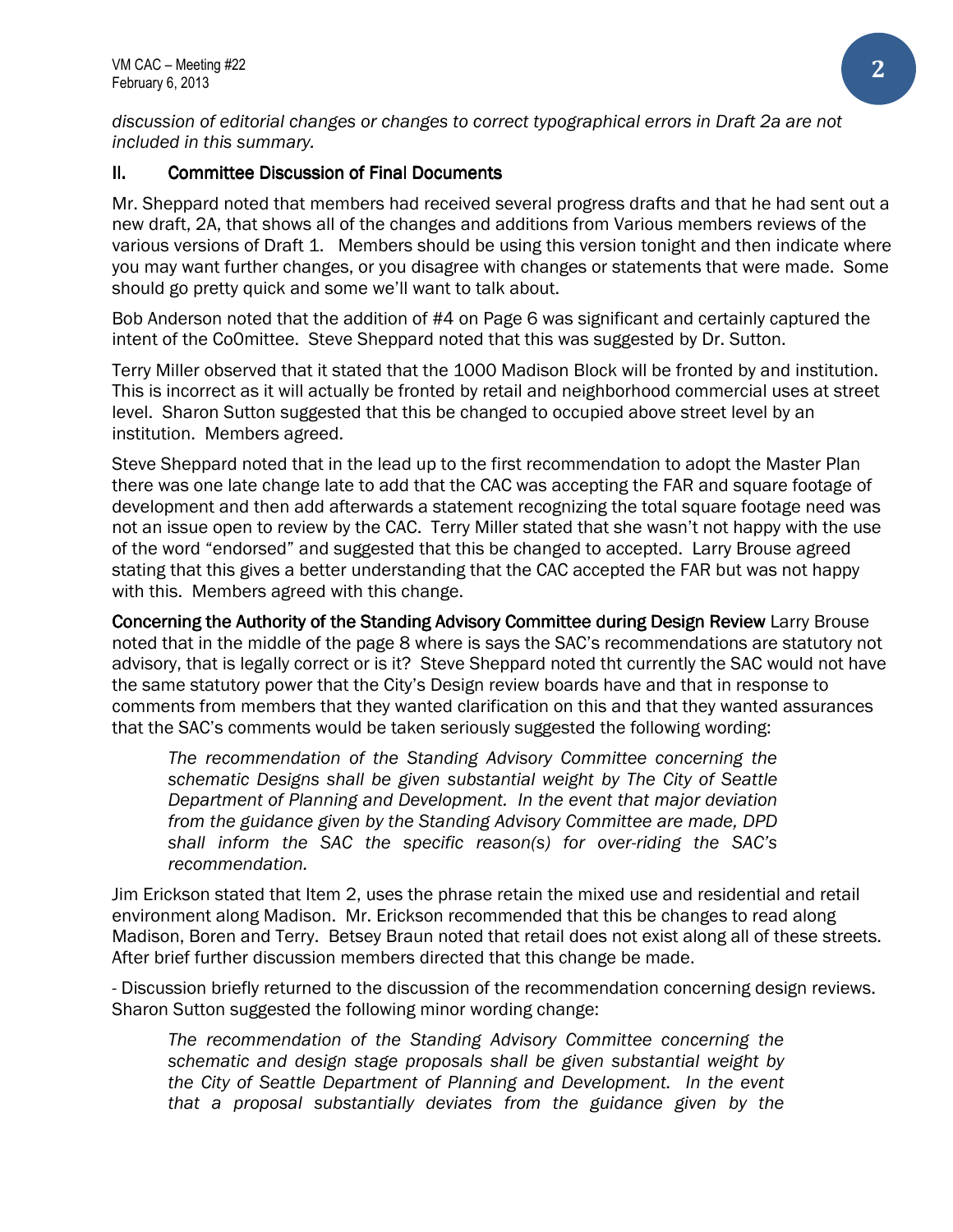*discussion of editorial changes or changes to correct typographical errors in Draft 2a are not included in this summary.*

## II. Committee Discussion of Final Documents

Mr. Sheppard noted that members had received several progress drafts and that he had sent out a new draft, 2A, that shows all of the changes and additions from Various members reviews of the various versions of Draft 1. Members should be using this version tonight and then indicate where you may want further changes, or you disagree with changes or statements that were made. Some should go pretty quick and some we'll want to talk about.

Bob Anderson noted that the addition of #4 on Page 6 was significant and certainly captured the intent of the Co0mittee. Steve Sheppard noted that this was suggested by Dr. Sutton.

Terry Miller observed that it stated that the 1000 Madison Block will be fronted by and institution. This is incorrect as it will actually be fronted by retail and neighborhood commercial uses at street level. Sharon Sutton suggested that this be changed to occupied above street level by an institution. Members agreed.

Steve Sheppard noted that in the lead up to the first recommendation to adopt the Master Plan there was one late change late to add that the CAC was accepting the FAR and square footage of development and then add afterwards a statement recognizing the total square footage need was not an issue open to review by the CAC. Terry Miller stated that she wasn't not happy with the use of the word "endorsed" and suggested that this be changed to accepted. Larry Brouse agreed stating that this gives a better understanding that the CAC accepted the FAR but was not happy with this. Members agreed with this change.

**Concerning the Authority of the Standing Advisory Committee during Design Review** Larry Brouse noted that in the middle of the page 8 where is says the SAC's recommendations are statutory not advisory, that is legally correct or is it? Steve Sheppard noted tht currently the SAC would not have the same statutory power that the City's Design review boards have and that in response to comments from members that they wanted clarification on this and that they wanted assurances that the SAC's comments would be taken seriously suggested the following wording:

> *The recommendation of the Standing Advisory Committee concerning the schematic Designs shall be given substantial weight by The City of Seattle Department of Planning and Development. In the event that major deviation from the guidance given by the Standing Advisory Committee are made, DPD shall inform the SAC the specific reason(s) for over-riding the SAC's recommendation.*

Jim Erickson stated that Item 2, uses the phrase retain the mixed use and residential and retail environment along Madison. Mr. Erickson recommended that this be changes to read along Madison, Boren and Terry. Betsey Braun noted that retail does not exist along all of these streets. After brief further discussion members directed that this change be made.

- Discussion briefly returned to the discussion of the recommendation concerning design reviews. Sharon Sutton suggested the following minor wording change:

> *The recommendation of the Standing Advisory Committee concerning the schematic and design stage proposals shall be given substantial weight by the City of Seattle Department of Planning and Development. In the event that a proposal substantially deviates from the guidance given by the*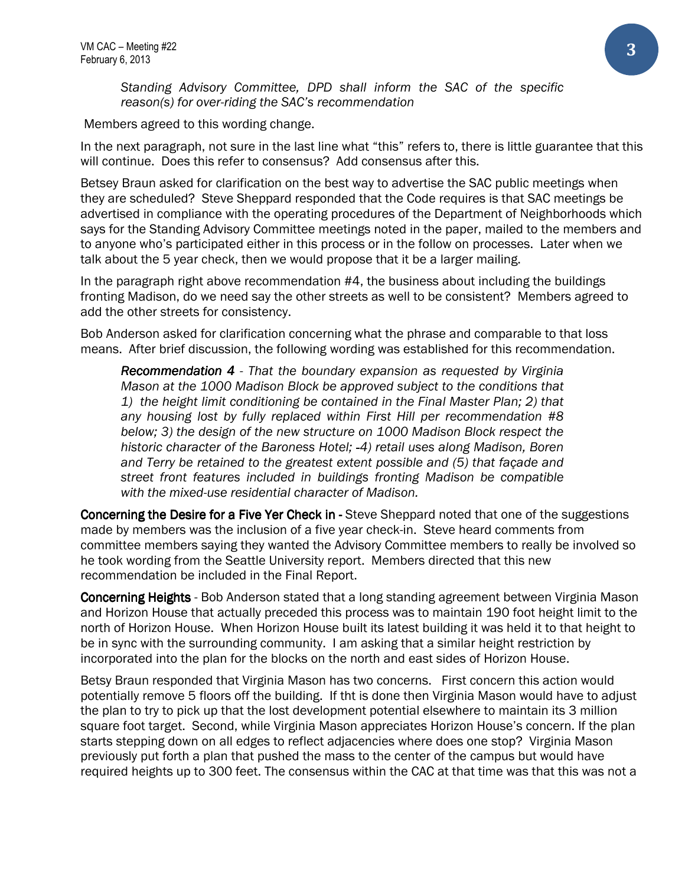*Standing Advisory Committee, DPD shall inform the SAC of the specific reason(s) for over-riding the SAC's recommendation*

Members agreed to this wording change.

In the next paragraph, not sure in the last line what "this" refers to, there is little guarantee that this will continue. Does this refer to consensus? Add consensus after this.

Betsey Braun asked for clarification on the best way to advertise the SAC public meetings when they are scheduled? Steve Sheppard responded that the Code requires is that SAC meetings be advertised in compliance with the operating procedures of the Department of Neighborhoods which says for the Standing Advisory Committee meetings noted in the paper, mailed to the members and to anyone who's participated either in this process or in the follow on processes. Later when we talk about the 5 year check, then we would propose that it be a larger mailing.

In the paragraph right above recommendation #4, the business about including the buildings fronting Madison, do we need say the other streets as well to be consistent? Members agreed to add the other streets for consistency.

Bob Anderson asked for clarification concerning what the phrase and comparable to that loss means. After brief discussion, the following wording was established for this recommendation.

> ***Recommendation 4*** *- That the boundary expansion as requested by Virginia Mason at the 1000 Madison Block be approved subject to the conditions that 1) the height limit conditioning be contained in the Final Master Plan; 2) that any housing lost by fully replaced within First Hill per recommendation #8 below; 3) the design of the new structure on 1000 Madison Block respect the historic character of the Baroness Hotel; -4) retail uses along Madison, Boren and Terry be retained to the greatest extent possible and (5) that façade and street front features included in buildings fronting Madison be compatible with the mixed-use residential character of Madison.*

**Concerning the Desire for a Five Yer Check in -** Steve Sheppard noted that one of the suggestions made by members was the inclusion of a five year check-in. Steve heard comments from committee members saying they wanted the Advisory Committee members to really be involved so he took wording from the Seattle University report. Members directed that this new recommendation be included in the Final Report.

**Concerning Heights** - Bob Anderson stated that a long standing agreement between Virginia Mason and Horizon House that actually preceded this process was to maintain 190 foot height limit to the north of Horizon House. When Horizon House built its latest building it was held it to that height to be in sync with the surrounding community. I am asking that a similar height restriction by incorporated into the plan for the blocks on the north and east sides of Horizon House.

Betsy Braun responded that Virginia Mason has two concerns. First concern this action would potentially remove 5 floors off the building. If tht is done then Virginia Mason would have to adjust the plan to try to pick up that the lost development potential elsewhere to maintain its 3 million square foot target. Second, while Virginia Mason appreciates Horizon House's concern. If the plan starts stepping down on all edges to reflect adjacencies where does one stop? Virginia Mason previously put forth a plan that pushed the mass to the center of the campus but would have required heights up to 300 feet. The consensus within the CAC at that time was that this was not a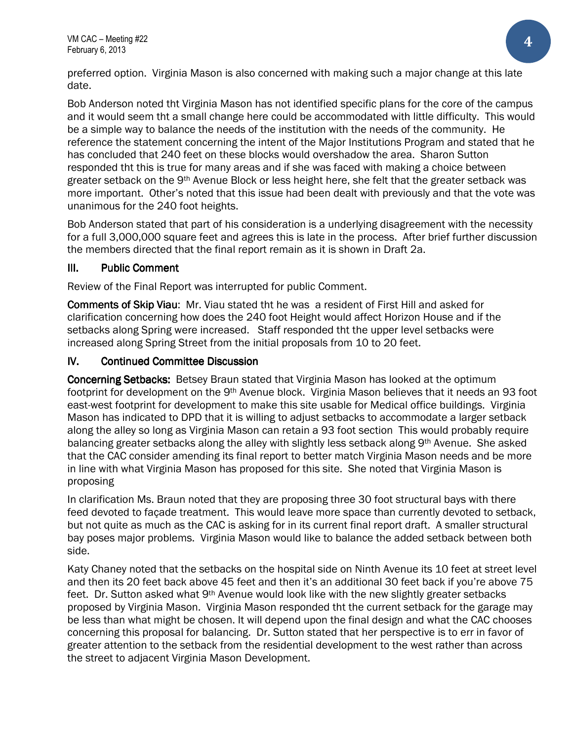preferred option. Virginia Mason is also concerned with making such a major change at this late date.

Bob Anderson noted tht Virginia Mason has not identified specific plans for the core of the campus and it would seem tht a small change here could be accommodated with little difficulty. This would be a simple way to balance the needs of the institution with the needs of the community. He reference the statement concerning the intent of the Major Institutions Program and stated that he has concluded that 240 feet on these blocks would overshadow the area. Sharon Sutton responded tht this is true for many areas and if she was faced with making a choice between greater setback on the 9th Avenue Block or less height here, she felt that the greater setback was more important. Other's noted that this issue had been dealt with previously and that the vote was unanimous for the 240 foot heights.

Bob Anderson stated that part of his consideration is a underlying disagreement with the necessity for a full 3,000,000 square feet and agrees this is late in the process. After brief further discussion the members directed that the final report remain as it is shown in Draft 2a.

## III. Public Comment

Review of the Final Report was interrupted for public Comment.

**Comments of Skip Viau**: Mr. Viau stated tht he was a resident of First Hill and asked for clarification concerning how does the 240 foot Height would affect Horizon House and if the setbacks along Spring were increased. Staff responded tht the upper level setbacks were increased along Spring Street from the initial proposals from 10 to 20 feet.

## IV. Continued Committee Discussion

**Concerning Setbacks:** Betsey Braun stated that Virginia Mason has looked at the optimum footprint for development on the 9th Avenue block. Virginia Mason believes that it needs an 93 foot east-west footprint for development to make this site usable for Medical office buildings. Virginia Mason has indicated to DPD that it is willing to adjust setbacks to accommodate a larger setback along the alley so long as Virginia Mason can retain a 93 foot section This would probably require balancing greater setbacks along the alley with slightly less setback along 9th Avenue. She asked that the CAC consider amending its final report to better match Virginia Mason needs and be more in line with what Virginia Mason has proposed for this site. She noted that Virginia Mason is proposing

In clarification Ms. Braun noted that they are proposing three 30 foot structural bays with there feed devoted to façade treatment. This would leave more space than currently devoted to setback, but not quite as much as the CAC is asking for in its current final report draft. A smaller structural bay poses major problems. Virginia Mason would like to balance the added setback between both side.

Katy Chaney noted that the setbacks on the hospital side on Ninth Avenue its 10 feet at street level and then its 20 feet back above 45 feet and then it's an additional 30 feet back if you're above 75 feet. Dr. Sutton asked what 9th Avenue would look like with the new slightly greater setbacks proposed by Virginia Mason. Virginia Mason responded tht the current setback for the garage may be less than what might be chosen. It will depend upon the final design and what the CAC chooses concerning this proposal for balancing. Dr. Sutton stated that her perspective is to err in favor of greater attention to the setback from the residential development to the west rather than across the street to adjacent Virginia Mason Development.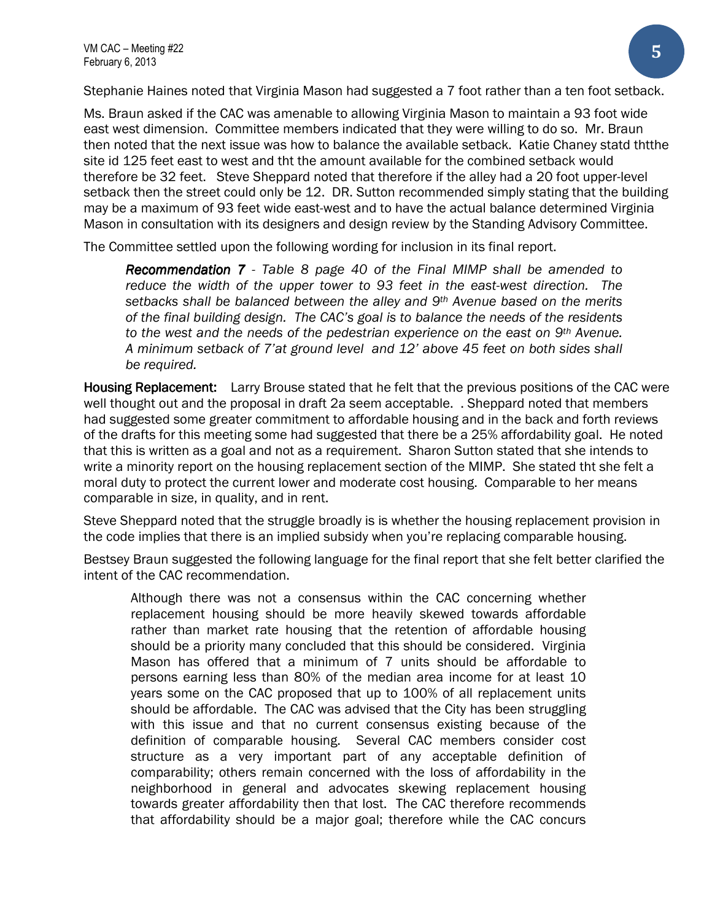Stephanie Haines noted that Virginia Mason had suggested a 7 foot rather than a ten foot setback.

Ms. Braun asked if the CAC was amenable to allowing Virginia Mason to maintain a 93 foot wide east west dimension. Committee members indicated that they were willing to do so. Mr. Braun then noted that the next issue was how to balance the available setback. Katie Chaney statd ththe site id 125 feet east to west and tht the amount available for the combined setback would therefore be 32 feet. Steve Sheppard noted that therefore if the alley had a 20 foot upper-level setback then the street could only be 12. DR. Sutton recommended simply stating that the building may be a maximum of 93 feet wide east-west and to have the actual balance determined Virginia Mason in consultation with its designers and design review by the Standing Advisory Committee.

The Committee settled upon the following wording for inclusion in its final report.

> ***Recommendation 7*** *- Table 8 page 40 of the Final MIMP shall be amended to reduce the width of the upper tower to 93 feet in the east-west direction. The setbacks shall be balanced between the alley and 9th Avenue based on the merits of the final building design. The CAC's goal is to balance the needs of the residents to the west and the needs of the pedestrian experience on the east on 9th Avenue. A minimum setback of 7'at ground level and 12' above 45 feet on both sides shall be required.*

**Housing Replacement:** Larry Brouse stated that he felt that the previous positions of the CAC were well thought out and the proposal in draft 2a seem acceptable. . Sheppard noted that members had suggested some greater commitment to affordable housing and in the back and forth reviews of the drafts for this meeting some had suggested that there be a 25% affordability goal. He noted that this is written as a goal and not as a requirement. Sharon Sutton stated that she intends to write a minority report on the housing replacement section of the MIMP. She stated tht she felt a moral duty to protect the current lower and moderate cost housing. Comparable to her means comparable in size, in quality, and in rent.

Steve Sheppard noted that the struggle broadly is is whether the housing replacement provision in the code implies that there is an implied subsidy when you're replacing comparable housing.

Bestsey Braun suggested the following language for the final report that she felt better clarified the intent of the CAC recommendation.

> Although there was not a consensus within the CAC concerning whether replacement housing should be more heavily skewed towards affordable rather than market rate housing that the retention of affordable housing should be a priority many concluded that this should be considered. Virginia Mason has offered that a minimum of 7 units should be affordable to persons earning less than 80% of the median area income for at least 10 years some on the CAC proposed that up to 100% of all replacement units should be affordable. The CAC was advised that the City has been struggling with this issue and that no current consensus existing because of the definition of comparable housing. Several CAC members consider cost structure as a very important part of any acceptable definition of comparability; others remain concerned with the loss of affordability in the neighborhood in general and advocates skewing replacement housing towards greater affordability then that lost. The CAC therefore recommends that affordability should be a major goal; therefore while the CAC concurs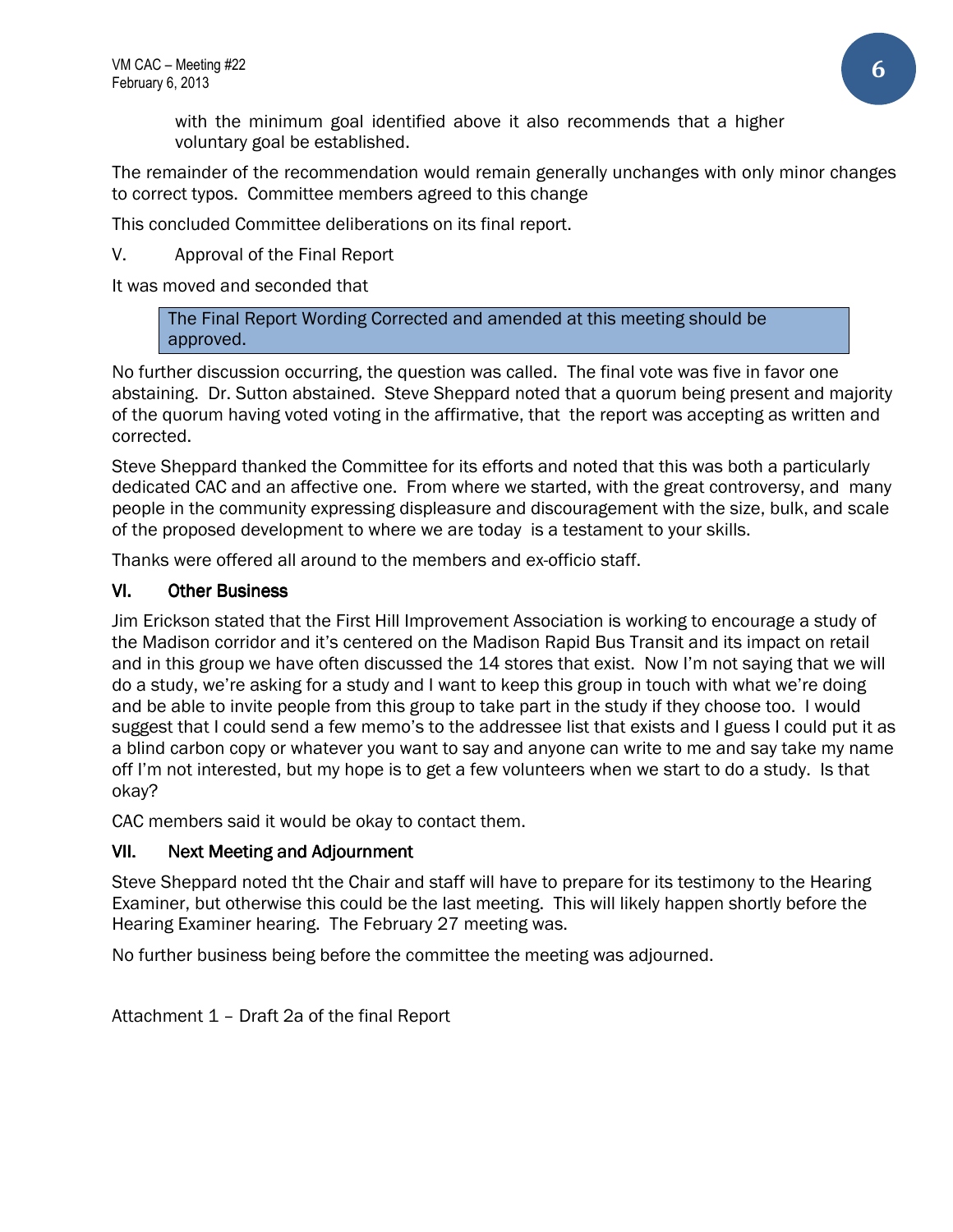with the minimum goal identified above it also recommends that a higher voluntary goal be established.

The remainder of the recommendation would remain generally unchanges with only minor changes to correct typos. Committee members agreed to this change

This concluded Committee deliberations on its final report.

V. Approval of the Final Report

It was moved and seconded that

> The Final Report Wording Corrected and amended at this meeting should be approved.

No further discussion occurring, the question was called. The final vote was five in favor one abstaining. Dr. Sutton abstained. Steve Sheppard noted that a quorum being present and majority of the quorum having voted voting in the affirmative, that the report was accepting as written and corrected.

Steve Sheppard thanked the Committee for its efforts and noted that this was both a particularly dedicated CAC and an affective one. From where we started, with the great controversy, and many people in the community expressing displeasure and discouragement with the size, bulk, and scale of the proposed development to where we are today is a testament to your skills.

Thanks were offered all around to the members and ex-officio staff.

## VI. Other Business

Jim Erickson stated that the First Hill Improvement Association is working to encourage a study of the Madison corridor and it's centered on the Madison Rapid Bus Transit and its impact on retail and in this group we have often discussed the 14 stores that exist. Now I'm not saying that we will do a study, we're asking for a study and I want to keep this group in touch with what we're doing and be able to invite people from this group to take part in the study if they choose too. I would suggest that I could send a few memo's to the addressee list that exists and I guess I could put it as a blind carbon copy or whatever you want to say and anyone can write to me and say take my name off I'm not interested, but my hope is to get a few volunteers when we start to do a study. Is that okay?

CAC members said it would be okay to contact them.

## VII. Next Meeting and Adjournment

Steve Sheppard noted tht the Chair and staff will have to prepare for its testimony to the Hearing Examiner, but otherwise this could be the last meeting. This will likely happen shortly before the Hearing Examiner hearing. The February 27 meeting was.

No further business being before the committee the meeting was adjourned.

Attachment 1 – Draft 2a of the final Report